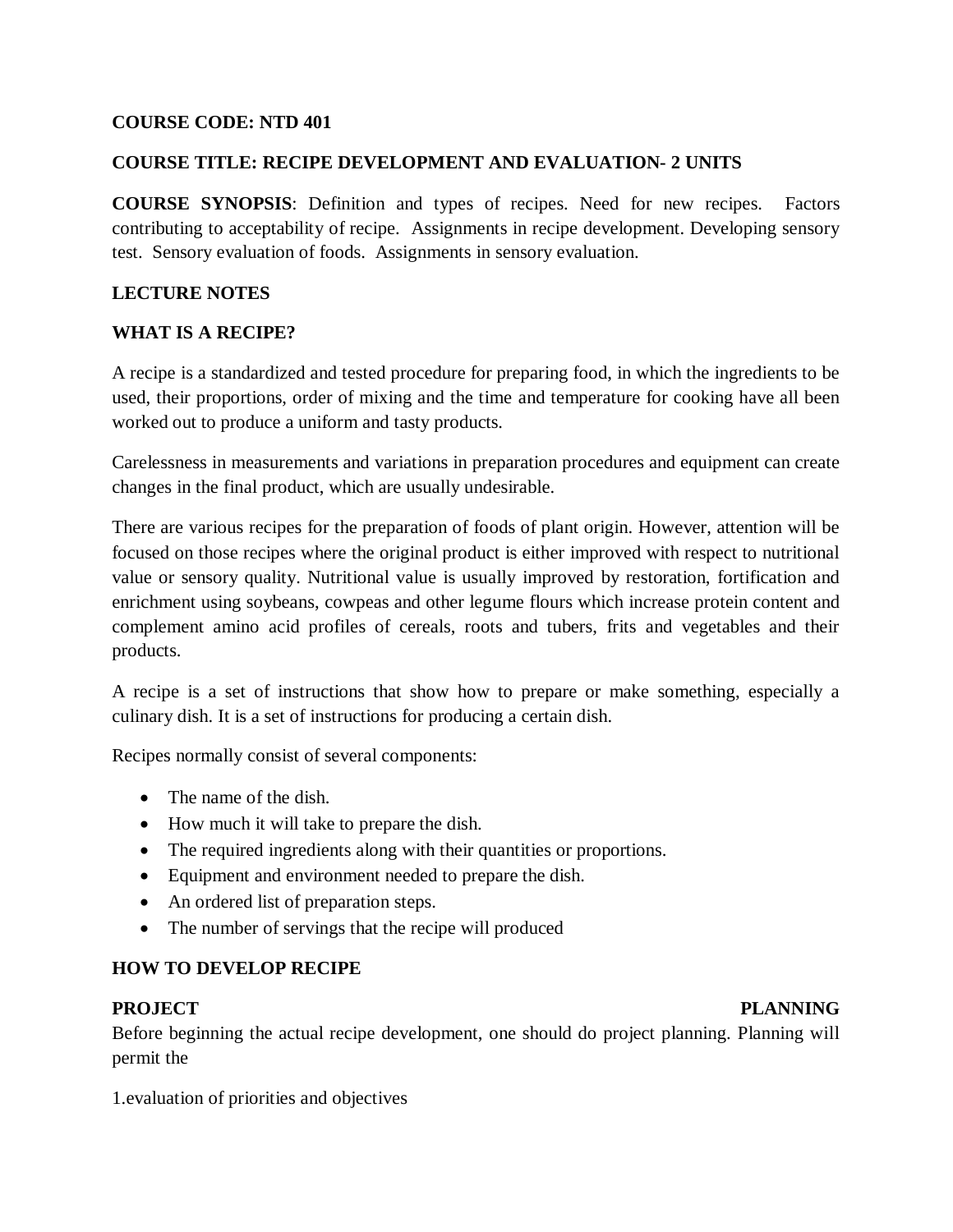**COURSE CODE: NTD 401**

**COURSE TITLE: RECIPE DEVELOPMENT AND EVALUATION- 2 UNITS**

**COURSE SYNOPSIS**: Definition and types of recipes. Need for new recipes. Factors contributing to acceptability of recipe. Assignments in recipe development. Developing sensory test. Sensory evaluation of foods. Assignments in sensory evaluation.

**LECTURE NOTES**

**WHAT IS A RECIPE?**

A recipe is a standardized and tested procedure for preparing food, in which the ingredients to be used, their proportions, order of mixing and the time and temperature for cooking have all been worked out to produce a uniform and tasty products.

Carelessness in measurements and variations in preparation procedures and equipment can create changes in the final product, which are usually undesirable.

There are various recipes for the preparation of foods of plant origin. However, attention will be focused on those recipes where the original product is either improved with respect to nutritional value or sensory quality. Nutritional value is usually improved by restoration, fortification and enrichment using soybeans, cowpeas and other legume flours which increase protein content and complement amino acid profiles of cereals, roots and tubers, frits and vegetables and their products.

A recipe is a set of instructions that show how to prepare or make something, especially a culinary dish. It is a set of instructions for producing a certain dish.

Recipes normally consist of several components:

- The name of the dish.
- How much it will take to prepare the dish.
- The required ingredients along with their quantities or proportions.
- Equipment and environment needed to prepare the dish.
- An ordered list of preparation steps.
- The number of servings that the recipe will produced

**HOW TO DEVELOP RECIPE**

**PROJECT PLANNING**

Before beginning the actual recipe development, one should do project planning. Planning will permit the

1.evaluation of priorities and objectives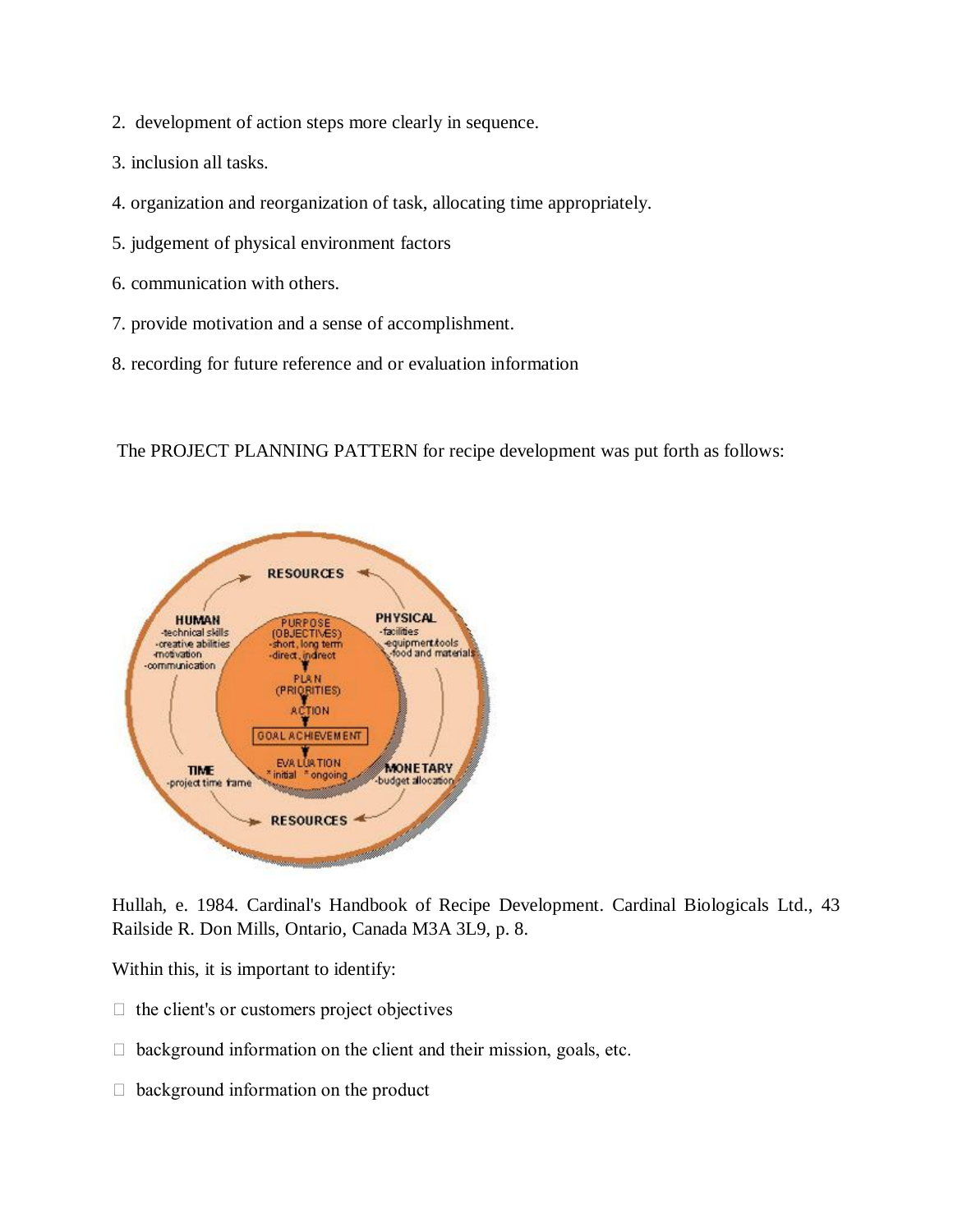2. development of action steps more clearly in sequence.

3. inclusion all tasks.

4. organization and reorganization of task, allocating time appropriately.

5. judgement of physical environment factors

6. communication with others.

7. provide motivation and a sense of accomplishment.

8. recording for future reference and or evaluation information

The PROJECT PLANNING PATTERN for recipe development was put forth as follows:

Hullah, e. 1984. Cardinal's Handbook of Recipe Development. Cardinal Biologicals Ltd., 43 Railside R. Don Mills, Ontario, Canada M3A 3L9, p. 8.

Within this, it is important to identify:

- the client's or customers project objectives
- background information on the client and their mission, goals, etc.
- background information on the product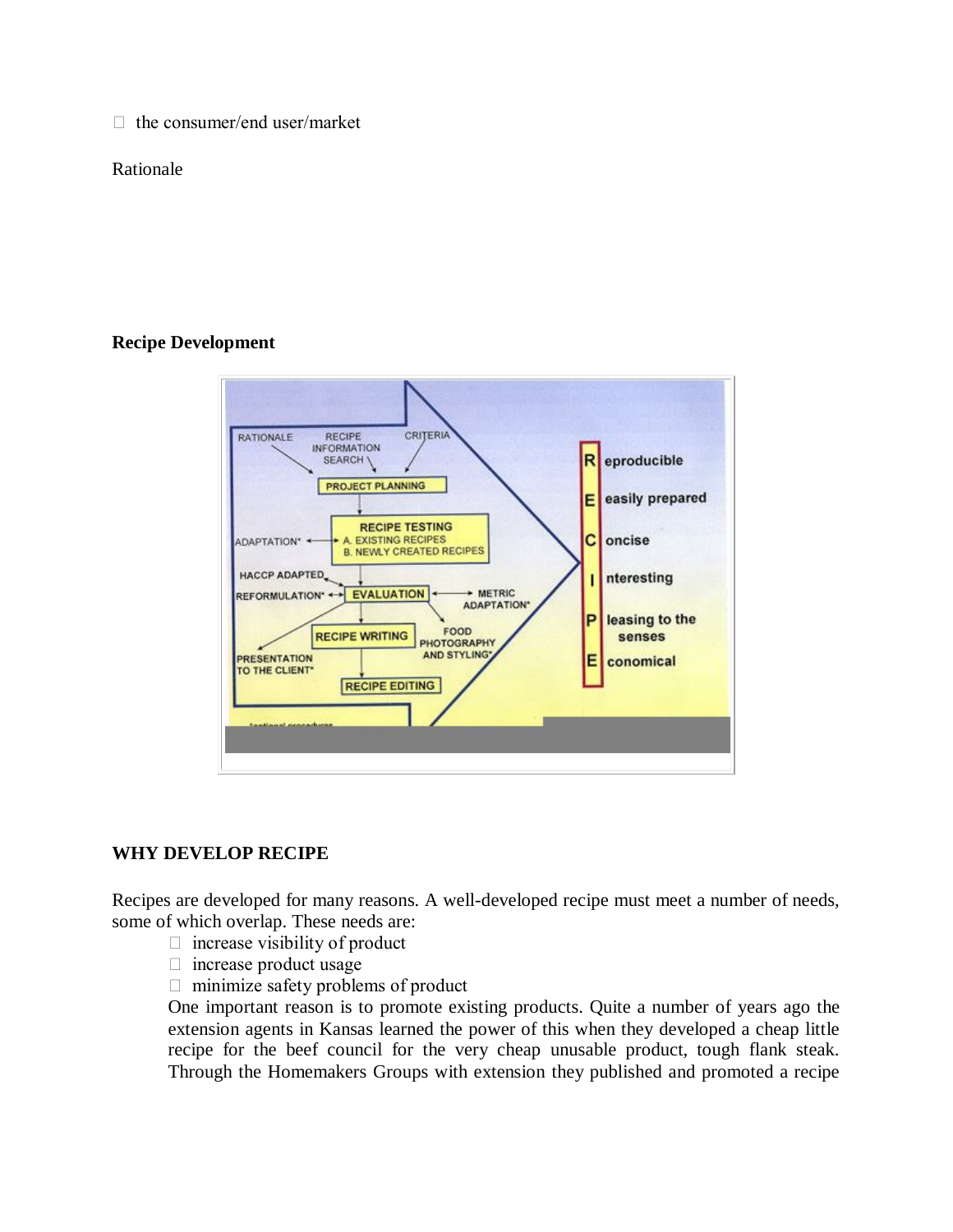- the consumer/end user/market

Rationale

**Recipe Development**

RATIONALE — RECIPE INFORMATION SEARCH — CRITERIA

PROJECT PLANNING

RECIPE TESTING
A. EXISTING RECIPES
B. NEWLY CREATED RECIPES

ADAPTATION*

HACCP ADAPTED

REFORMULATION*

EVALUATION

METRIC ADAPTATION*

RECIPE WRITING

FOOD PHOTOGRAPHY AND STYLING*

PRESENTATION TO THE CLIENT*

RECIPE EDITING

*optional procedures

**R** eproducible
**E** easily prepared
**C** oncise
**I** nteresting
**P** leasing to the senses
**E** conomical

## WHY DEVELOP RECIPE

Recipes are developed for many reasons. A well-developed recipe must meet a number of needs, some of which overlap. These needs are:

- increase visibility of product
- increase product usage
- minimize safety problems of product

One important reason is to promote existing products. Quite a number of years ago the extension agents in Kansas learned the power of this when they developed a cheap little recipe for the beef council for the very cheap unusable product, tough flank steak. Through the Homemakers Groups with extension they published and promoted a recipe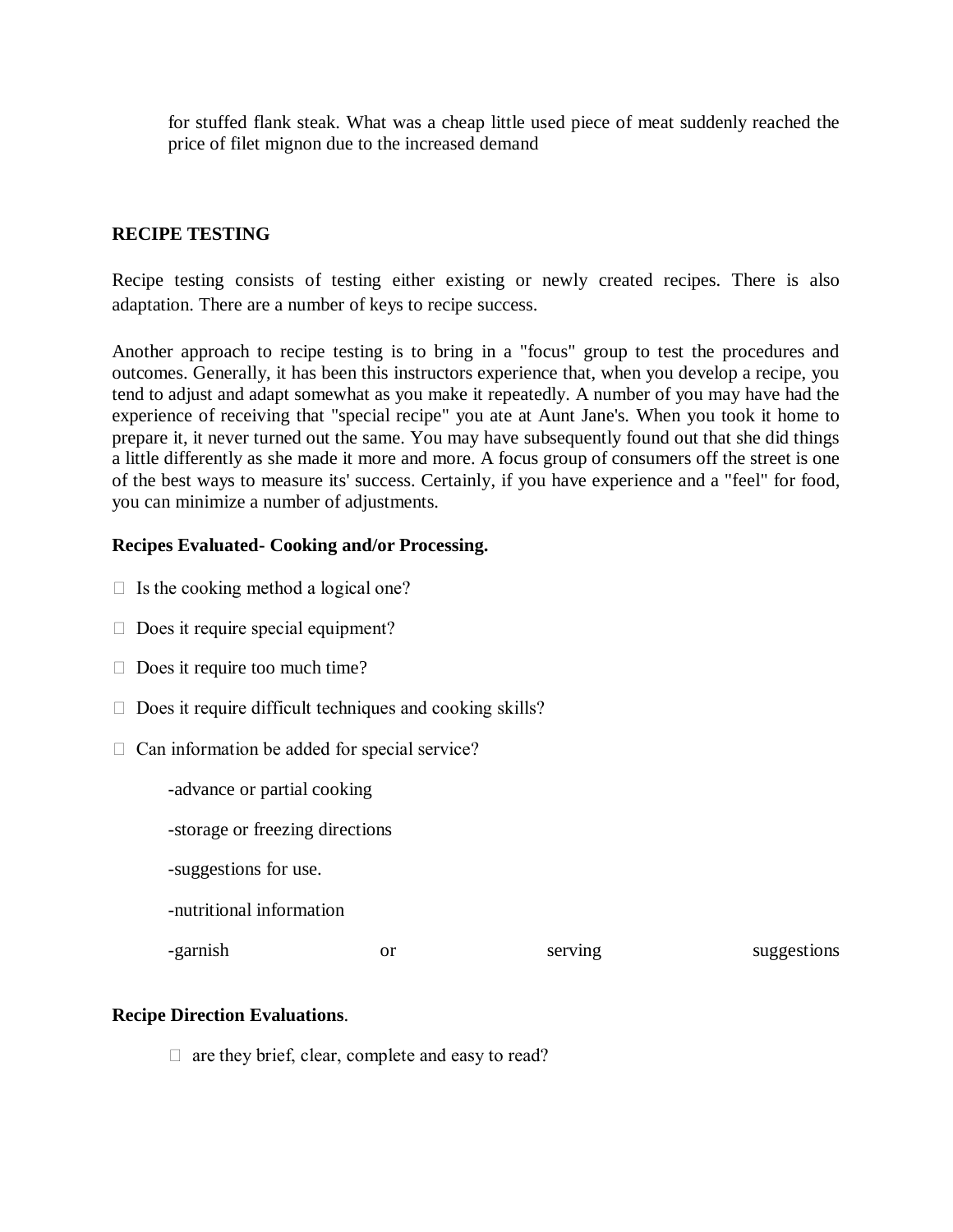for stuffed flank steak. What was a cheap little used piece of meat suddenly reached the price of filet mignon due to the increased demand

**RECIPE TESTING**

Recipe testing consists of testing either existing or newly created recipes. There is also adaptation. There are a number of keys to recipe success.

Another approach to recipe testing is to bring in a "focus" group to test the procedures and outcomes. Generally, it has been this instructors experience that, when you develop a recipe, you tend to adjust and adapt somewhat as you make it repeatedly. A number of you may have had the experience of receiving that "special recipe" you ate at Aunt Jane's. When you took it home to prepare it, it never turned out the same. You may have subsequently found out that she did things a little differently as she made it more and more. A focus group of consumers off the street is one of the best ways to measure its' success. Certainly, if you have experience and a "feel" for food, you can minimize a number of adjustments.

**Recipes Evaluated- Cooking and/or Processing.**

- Is the cooking method a logical one?
- Does it require special equipment?
- Does it require too much time?
- Does it require difficult techniques and cooking skills?
- Can information be added for special service?

  -advance or partial cooking

  -storage or freezing directions

  -suggestions for use.

  -nutritional information

  -garnish or serving suggestions

**Recipe Direction Evaluations**.

- are they brief, clear, complete and easy to read?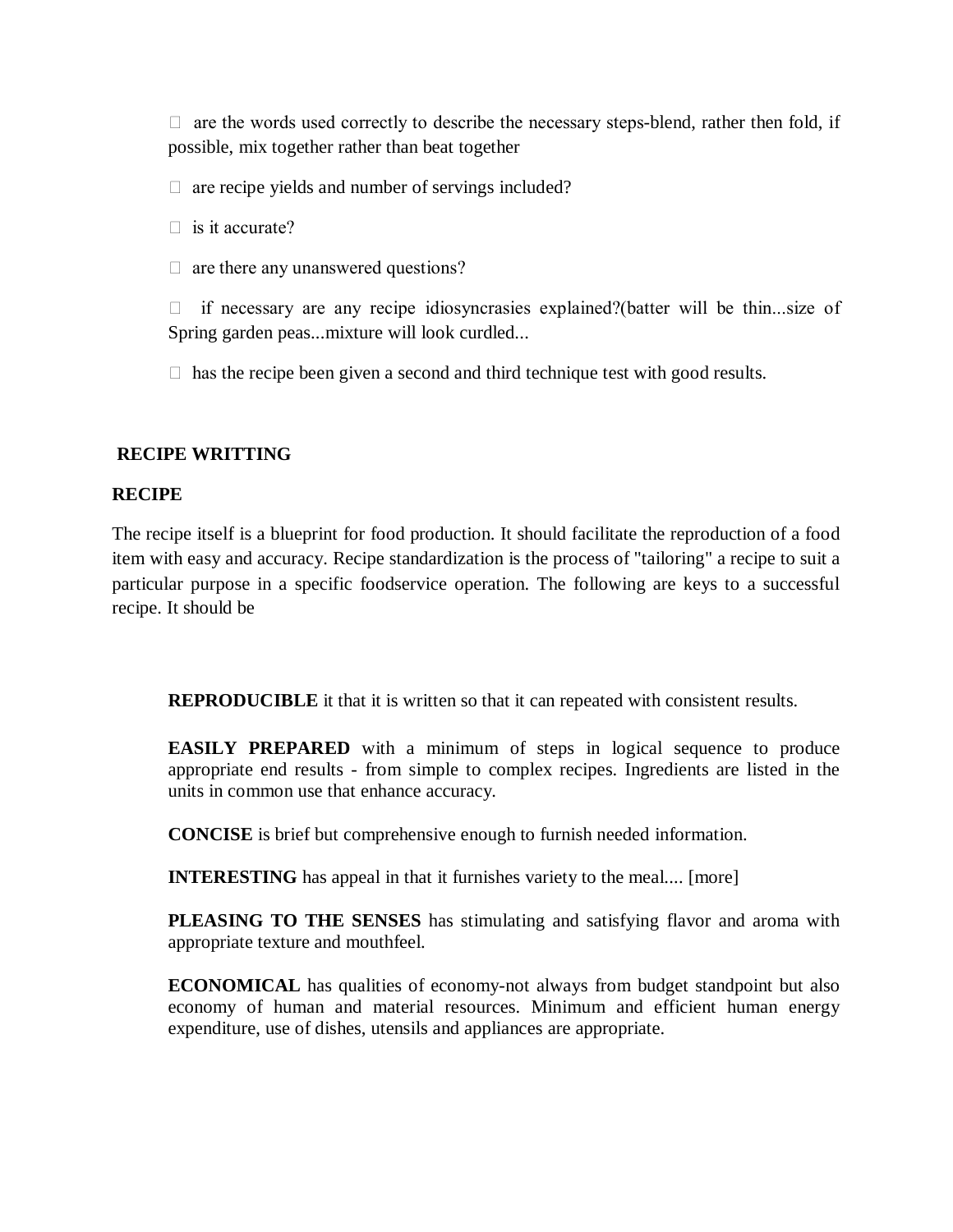- are the words used correctly to describe the necessary steps-blend, rather then fold, if possible, mix together rather than beat together
- are recipe yields and number of servings included?
- is it accurate?
- are there any unanswered questions?
- if necessary are any recipe idiosyncrasies explained?(batter will be thin...size of Spring garden peas...mixture will look curdled...
- has the recipe been given a second and third technique test with good results.

## RECIPE WRITTING

### RECIPE

The recipe itself is a blueprint for food production. It should facilitate the reproduction of a food item with easy and accuracy. Recipe standardization is the process of "tailoring" a recipe to suit a particular purpose in a specific foodservice operation. The following are keys to a successful recipe. It should be

**REPRODUCIBLE** it that it is written so that it can repeated with consistent results.

**EASILY PREPARED** with a minimum of steps in logical sequence to produce appropriate end results - from simple to complex recipes. Ingredients are listed in the units in common use that enhance accuracy.

**CONCISE** is brief but comprehensive enough to furnish needed information.

**INTERESTING** has appeal in that it furnishes variety to the meal.... [more]

**PLEASING TO THE SENSES** has stimulating and satisfying flavor and aroma with appropriate texture and mouthfeel.

**ECONOMICAL** has qualities of economy-not always from budget standpoint but also economy of human and material resources. Minimum and efficient human energy expenditure, use of dishes, utensils and appliances are appropriate.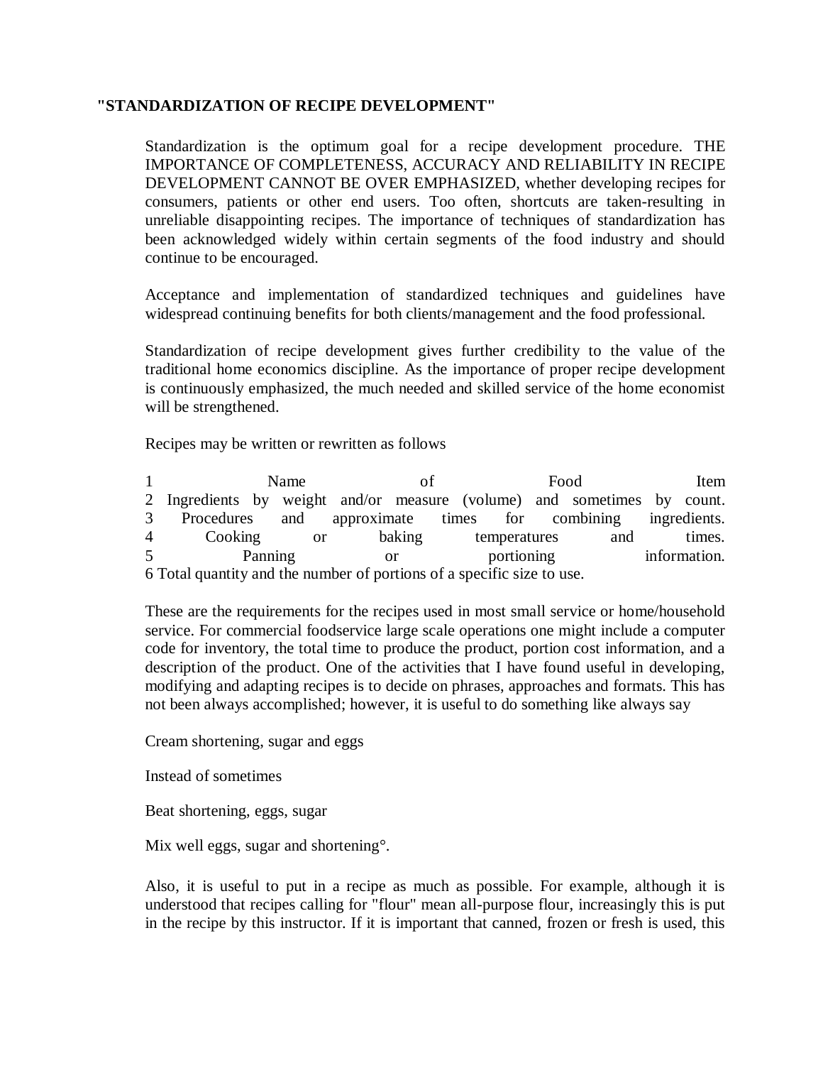**"STANDARDIZATION OF RECIPE DEVELOPMENT"**

Standardization is the optimum goal for a recipe development procedure. THE IMPORTANCE OF COMPLETENESS, ACCURACY AND RELIABILITY IN RECIPE DEVELOPMENT CANNOT BE OVER EMPHASIZED, whether developing recipes for consumers, patients or other end users. Too often, shortcuts are taken-resulting in unreliable disappointing recipes. The importance of techniques of standardization has been acknowledged widely within certain segments of the food industry and should continue to be encouraged.

Acceptance and implementation of standardized techniques and guidelines have widespread continuing benefits for both clients/management and the food professional.

Standardization of recipe development gives further credibility to the value of the traditional home economics discipline. As the importance of proper recipe development is continuously emphasized, the much needed and skilled service of the home economist will be strengthened.

Recipes may be written or rewritten as follows

1 Name of Food Item
2 Ingredients by weight and/or measure (volume) and sometimes by count.
3 Procedures and approximate times for combining ingredients.
4 Cooking or baking temperatures and times.
5 Panning or portioning information.
6 Total quantity and the number of portions of a specific size to use.

These are the requirements for the recipes used in most small service or home/household service. For commercial foodservice large scale operations one might include a computer code for inventory, the total time to produce the product, portion cost information, and a description of the product. One of the activities that I have found useful in developing, modifying and adapting recipes is to decide on phrases, approaches and formats. This has not been always accomplished; however, it is useful to do something like always say

Cream shortening, sugar and eggs

Instead of sometimes

Beat shortening, eggs, sugar

Mix well eggs, sugar and shortening°.

Also, it is useful to put in a recipe as much as possible. For example, although it is understood that recipes calling for "flour" mean all-purpose flour, increasingly this is put in the recipe by this instructor. If it is important that canned, frozen or fresh is used, this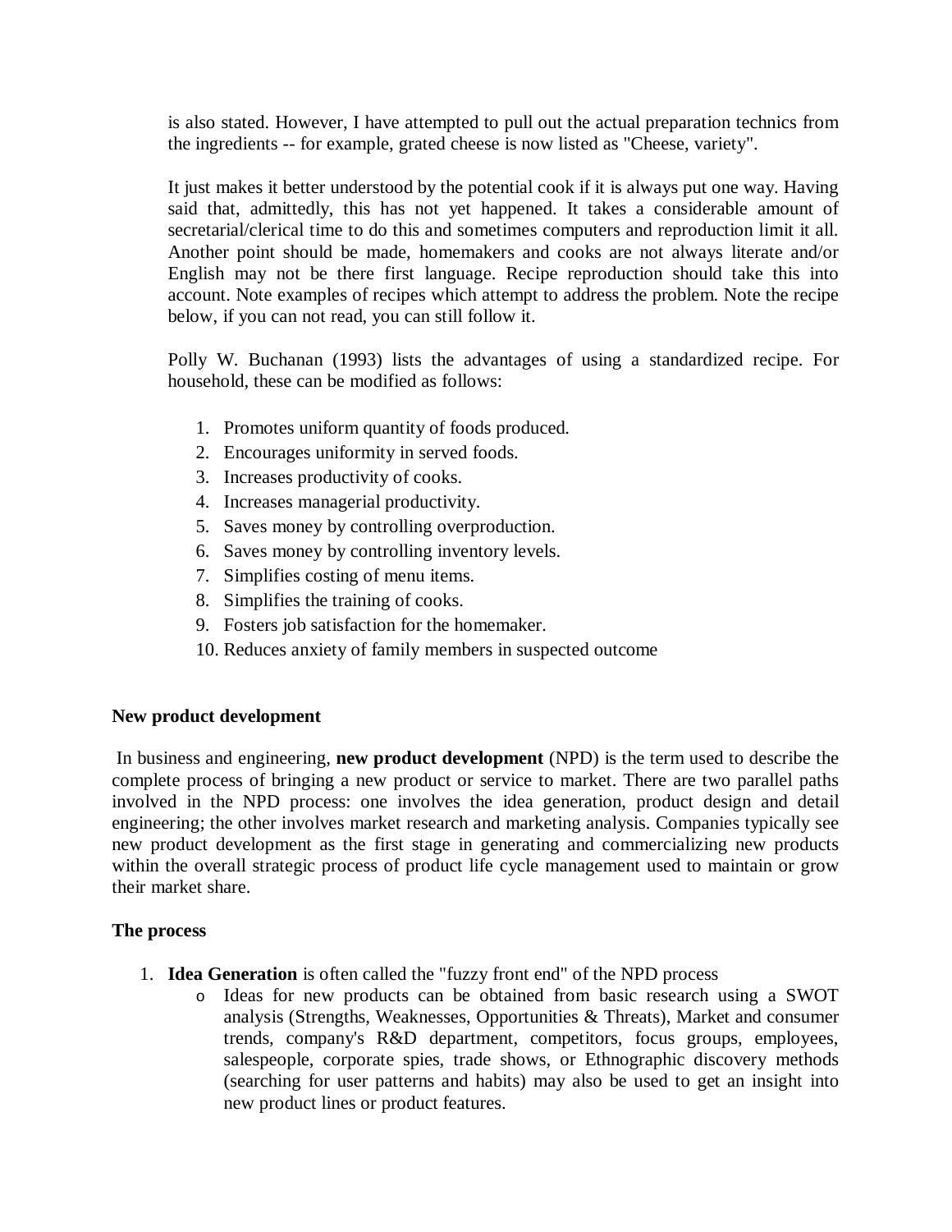is also stated. However, I have attempted to pull out the actual preparation technics from the ingredients -- for example, grated cheese is now listed as "Cheese, variety".

It just makes it better understood by the potential cook if it is always put one way. Having said that, admittedly, this has not yet happened. It takes a considerable amount of secretarial/clerical time to do this and sometimes computers and reproduction limit it all. Another point should be made, homemakers and cooks are not always literate and/or English may not be there first language. Recipe reproduction should take this into account. Note examples of recipes which attempt to address the problem. Note the recipe below, if you can not read, you can still follow it.

Polly W. Buchanan (1993) lists the advantages of using a standardized recipe. For household, these can be modified as follows:

1. Promotes uniform quantity of foods produced.
2. Encourages uniformity in served foods.
3. Increases productivity of cooks.
4. Increases managerial productivity.
5. Saves money by controlling overproduction.
6. Saves money by controlling inventory levels.
7. Simplifies costing of menu items.
8. Simplifies the training of cooks.
9. Fosters job satisfaction for the homemaker.
10. Reduces anxiety of family members in suspected outcome

**New product development**

In business and engineering, **new product development** (NPD) is the term used to describe the complete process of bringing a new product or service to market. There are two parallel paths involved in the NPD process: one involves the idea generation, product design and detail engineering; the other involves market research and marketing analysis. Companies typically see new product development as the first stage in generating and commercializing new products within the overall strategic process of product life cycle management used to maintain or grow their market share.

**The process**

1. **Idea Generation** is often called the "fuzzy front end" of the NPD process
   - Ideas for new products can be obtained from basic research using a SWOT analysis (Strengths, Weaknesses, Opportunities & Threats), Market and consumer trends, company's R&D department, competitors, focus groups, employees, salespeople, corporate spies, trade shows, or Ethnographic discovery methods (searching for user patterns and habits) may also be used to get an insight into new product lines or product features.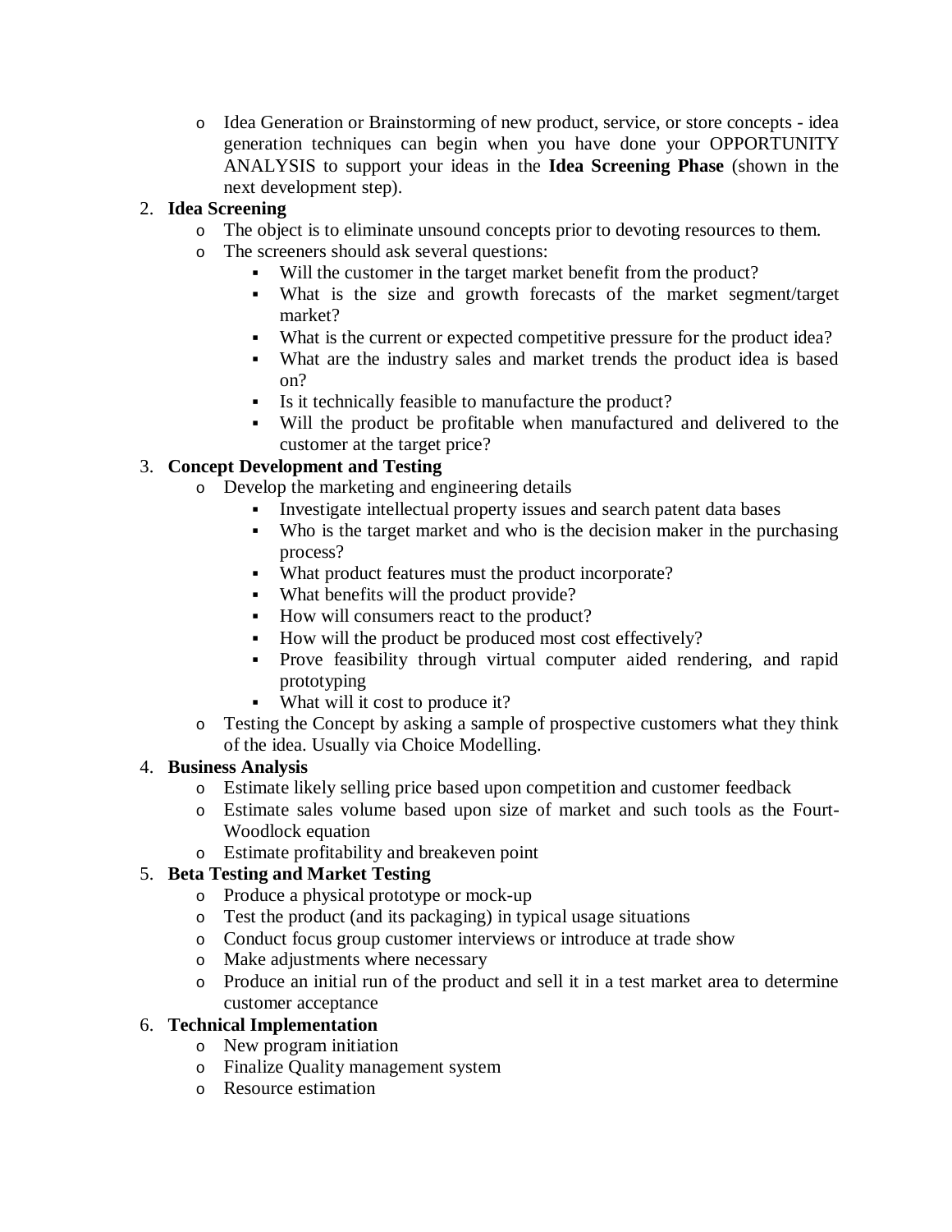- Idea Generation or Brainstorming of new product, service, or store concepts - idea generation techniques can begin when you have done your OPPORTUNITY ANALYSIS to support your ideas in the **Idea Screening Phase** (shown in the next development step).

2. **Idea Screening**
   - The object is to eliminate unsound concepts prior to devoting resources to them.
   - The screeners should ask several questions:
     - Will the customer in the target market benefit from the product?
     - What is the size and growth forecasts of the market segment/target market?
     - What is the current or expected competitive pressure for the product idea?
     - What are the industry sales and market trends the product idea is based on?
     - Is it technically feasible to manufacture the product?
     - Will the product be profitable when manufactured and delivered to the customer at the target price?
3. **Concept Development and Testing**
   - Develop the marketing and engineering details
     - Investigate intellectual property issues and search patent data bases
     - Who is the target market and who is the decision maker in the purchasing process?
     - What product features must the product incorporate?
     - What benefits will the product provide?
     - How will consumers react to the product?
     - How will the product be produced most cost effectively?
     - Prove feasibility through virtual computer aided rendering, and rapid prototyping
     - What will it cost to produce it?
   - Testing the Concept by asking a sample of prospective customers what they think of the idea. Usually via Choice Modelling.
4. **Business Analysis**
   - Estimate likely selling price based upon competition and customer feedback
   - Estimate sales volume based upon size of market and such tools as the Fourt-Woodlock equation
   - Estimate profitability and breakeven point
5. **Beta Testing and Market Testing**
   - Produce a physical prototype or mock-up
   - Test the product (and its packaging) in typical usage situations
   - Conduct focus group customer interviews or introduce at trade show
   - Make adjustments where necessary
   - Produce an initial run of the product and sell it in a test market area to determine customer acceptance
6. **Technical Implementation**
   - New program initiation
   - Finalize Quality management system
   - Resource estimation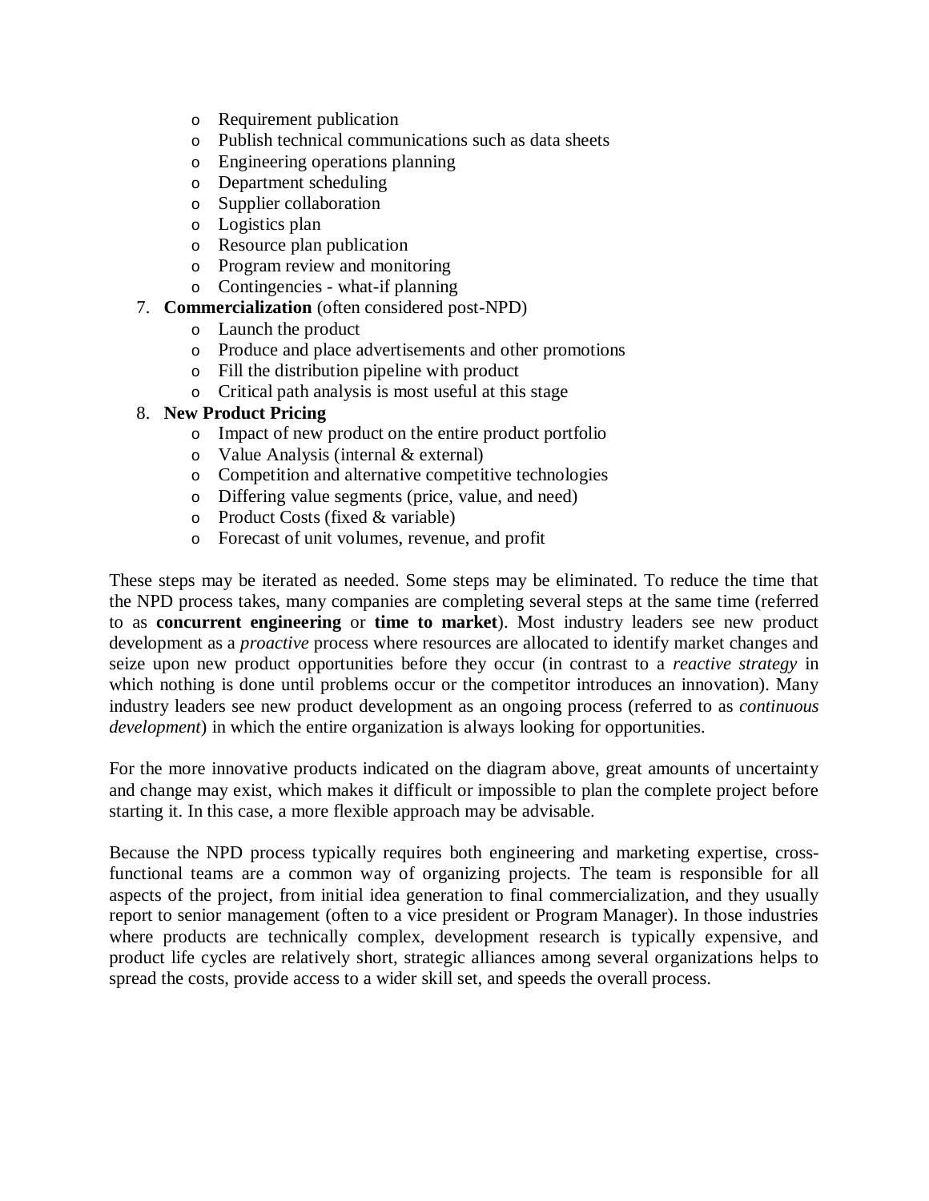- Requirement publication
   - Publish technical communications such as data sheets
   - Engineering operations planning
   - Department scheduling
   - Supplier collaboration
   - Logistics plan
   - Resource plan publication
   - Program review and monitoring
   - Contingencies - what-if planning
7. **Commercialization** (often considered post-NPD)
   - Launch the product
   - Produce and place advertisements and other promotions
   - Fill the distribution pipeline with product
   - Critical path analysis is most useful at this stage
8. **New Product Pricing**
   - Impact of new product on the entire product portfolio
   - Value Analysis (internal & external)
   - Competition and alternative competitive technologies
   - Differing value segments (price, value, and need)
   - Product Costs (fixed & variable)
   - Forecast of unit volumes, revenue, and profit

These steps may be iterated as needed. Some steps may be eliminated. To reduce the time that the NPD process takes, many companies are completing several steps at the same time (referred to as **concurrent engineering** or **time to market**). Most industry leaders see new product development as a *proactive* process where resources are allocated to identify market changes and seize upon new product opportunities before they occur (in contrast to a *reactive strategy* in which nothing is done until problems occur or the competitor introduces an innovation). Many industry leaders see new product development as an ongoing process (referred to as *continuous development*) in which the entire organization is always looking for opportunities.

For the more innovative products indicated on the diagram above, great amounts of uncertainty and change may exist, which makes it difficult or impossible to plan the complete project before starting it. In this case, a more flexible approach may be advisable.

Because the NPD process typically requires both engineering and marketing expertise, cross-functional teams are a common way of organizing projects. The team is responsible for all aspects of the project, from initial idea generation to final commercialization, and they usually report to senior management (often to a vice president or Program Manager). In those industries where products are technically complex, development research is typically expensive, and product life cycles are relatively short, strategic alliances among several organizations helps to spread the costs, provide access to a wider skill set, and speeds the overall process.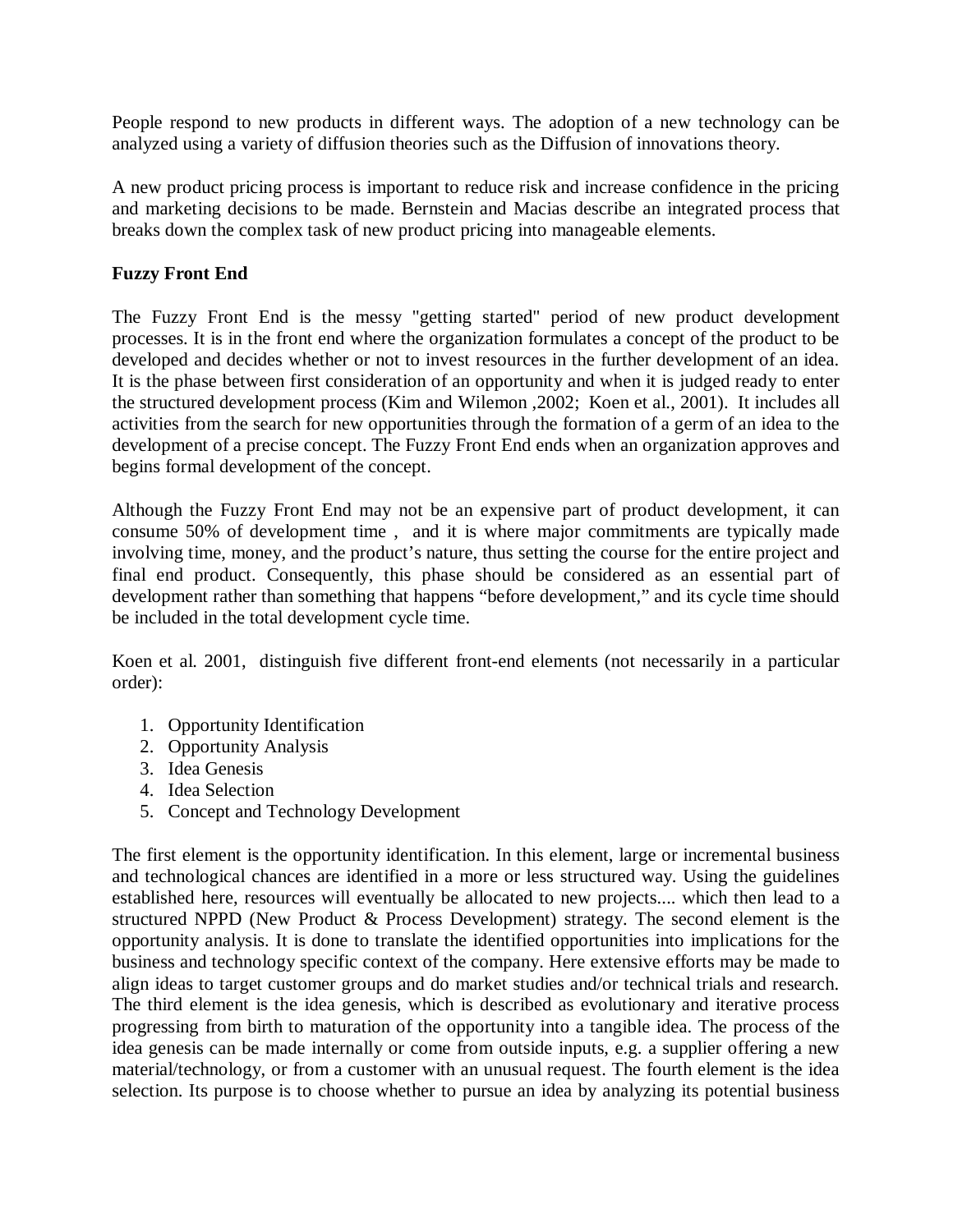People respond to new products in different ways. The adoption of a new technology can be analyzed using a variety of diffusion theories such as the Diffusion of innovations theory.

A new product pricing process is important to reduce risk and increase confidence in the pricing and marketing decisions to be made. Bernstein and Macias describe an integrated process that breaks down the complex task of new product pricing into manageable elements.

**Fuzzy Front End**

The Fuzzy Front End is the messy "getting started" period of new product development processes. It is in the front end where the organization formulates a concept of the product to be developed and decides whether or not to invest resources in the further development of an idea. It is the phase between first consideration of an opportunity and when it is judged ready to enter the structured development process (Kim and Wilemon ,2002; Koen et al., 2001). It includes all activities from the search for new opportunities through the formation of a germ of an idea to the development of a precise concept. The Fuzzy Front End ends when an organization approves and begins formal development of the concept.

Although the Fuzzy Front End may not be an expensive part of product development, it can consume 50% of development time , and it is where major commitments are typically made involving time, money, and the product's nature, thus setting the course for the entire project and final end product. Consequently, this phase should be considered as an essential part of development rather than something that happens "before development," and its cycle time should be included in the total development cycle time.

Koen et al. 2001, distinguish five different front-end elements (not necessarily in a particular order):

1. Opportunity Identification
2. Opportunity Analysis
3. Idea Genesis
4. Idea Selection
5. Concept and Technology Development

The first element is the opportunity identification. In this element, large or incremental business and technological chances are identified in a more or less structured way. Using the guidelines established here, resources will eventually be allocated to new projects.... which then lead to a structured NPPD (New Product & Process Development) strategy. The second element is the opportunity analysis. It is done to translate the identified opportunities into implications for the business and technology specific context of the company. Here extensive efforts may be made to align ideas to target customer groups and do market studies and/or technical trials and research. The third element is the idea genesis, which is described as evolutionary and iterative process progressing from birth to maturation of the opportunity into a tangible idea. The process of the idea genesis can be made internally or come from outside inputs, e.g. a supplier offering a new material/technology, or from a customer with an unusual request. The fourth element is the idea selection. Its purpose is to choose whether to pursue an idea by analyzing its potential business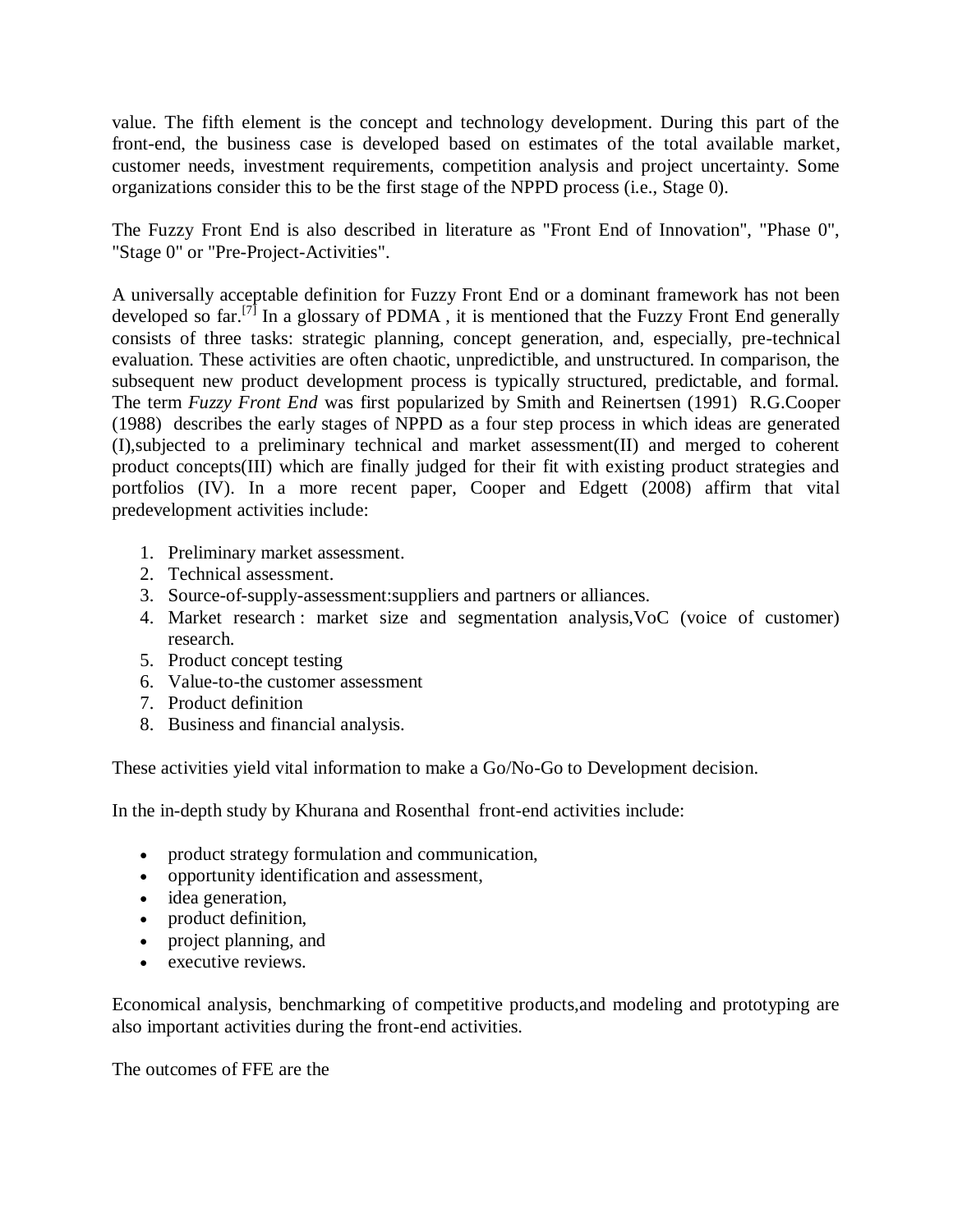value. The fifth element is the concept and technology development. During this part of the front-end, the business case is developed based on estimates of the total available market, customer needs, investment requirements, competition analysis and project uncertainty. Some organizations consider this to be the first stage of the NPPD process (i.e., Stage 0).

The Fuzzy Front End is also described in literature as "Front End of Innovation", "Phase 0", "Stage 0" or "Pre-Project-Activities".

A universally acceptable definition for Fuzzy Front End or a dominant framework has not been developed so far.[7] In a glossary of PDMA , it is mentioned that the Fuzzy Front End generally consists of three tasks: strategic planning, concept generation, and, especially, pre-technical evaluation. These activities are often chaotic, unpredictible, and unstructured. In comparison, the subsequent new product development process is typically structured, predictable, and formal. The term *Fuzzy Front End* was first popularized by Smith and Reinertsen (1991) R.G.Cooper (1988) describes the early stages of NPPD as a four step process in which ideas are generated (I),subjected to a preliminary technical and market assessment(II) and merged to coherent product concepts(III) which are finally judged for their fit with existing product strategies and portfolios (IV). In a more recent paper, Cooper and Edgett (2008) affirm that vital predevelopment activities include:

1. Preliminary market assessment.
2. Technical assessment.
3. Source-of-supply-assessment:suppliers and partners or alliances.
4. Market research : market size and segmentation analysis,VoC (voice of customer) research.
5. Product concept testing
6. Value-to-the customer assessment
7. Product definition
8. Business and financial analysis.

These activities yield vital information to make a Go/No-Go to Development decision.

In the in-depth study by Khurana and Rosenthal front-end activities include:

- product strategy formulation and communication,
- opportunity identification and assessment,
- idea generation,
- product definition,
- project planning, and
- executive reviews.

Economical analysis, benchmarking of competitive products,and modeling and prototyping are also important activities during the front-end activities.

The outcomes of FFE are the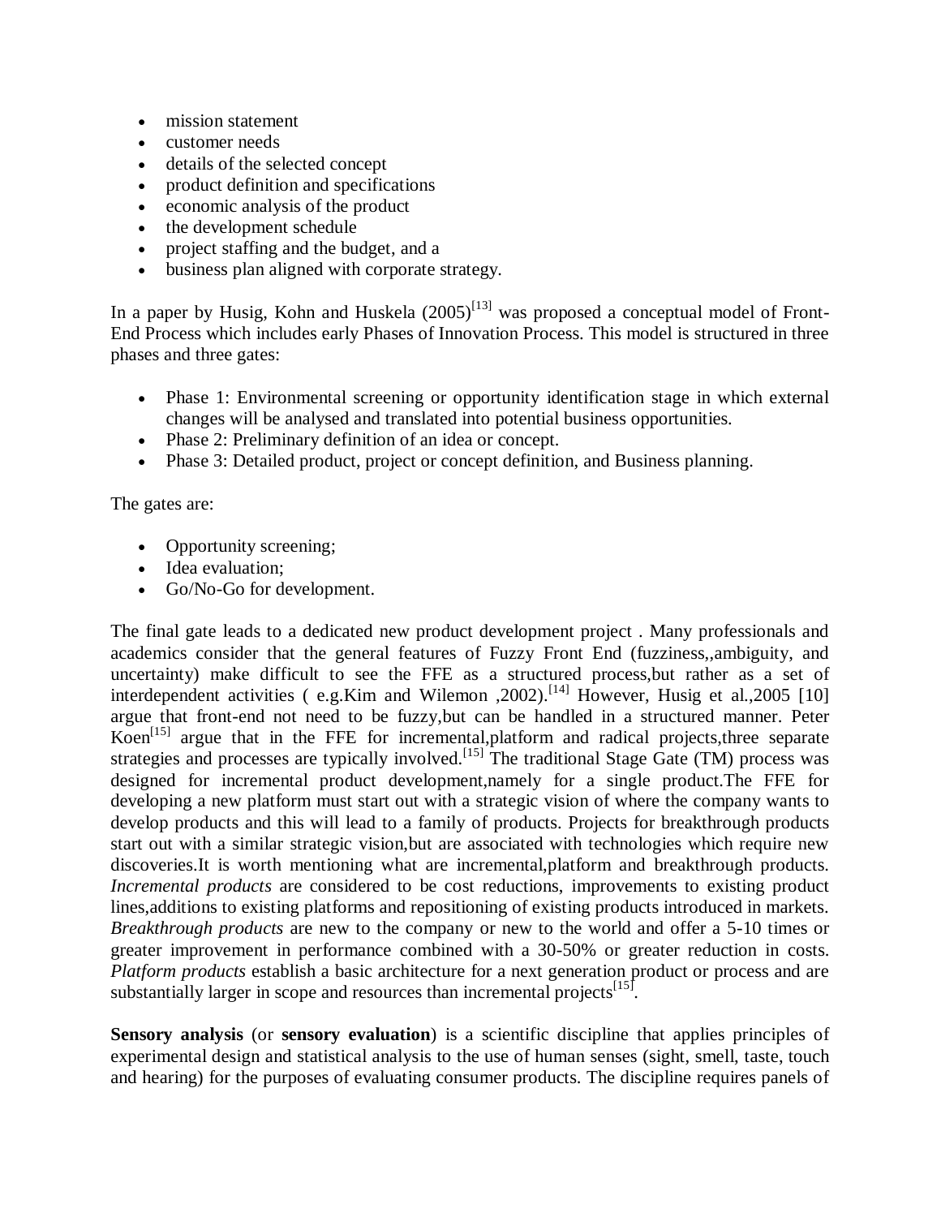- mission statement
- customer needs
- details of the selected concept
- product definition and specifications
- economic analysis of the product
- the development schedule
- project staffing and the budget, and a
- business plan aligned with corporate strategy.

In a paper by Husig, Kohn and Huskela (2005)[13] was proposed a conceptual model of Front-End Process which includes early Phases of Innovation Process. This model is structured in three phases and three gates:

- Phase 1: Environmental screening or opportunity identification stage in which external changes will be analysed and translated into potential business opportunities.
- Phase 2: Preliminary definition of an idea or concept.
- Phase 3: Detailed product, project or concept definition, and Business planning.

The gates are:

- Opportunity screening;
- Idea evaluation;
- Go/No-Go for development.

The final gate leads to a dedicated new product development project . Many professionals and academics consider that the general features of Fuzzy Front End (fuzziness,,ambiguity, and uncertainty) make difficult to see the FFE as a structured process,but rather as a set of interdependent activities ( e.g.Kim and Wilemon ,2002).[14] However, Husig et al.,2005 [10] argue that front-end not need to be fuzzy,but can be handled in a structured manner. Peter Koen[15] argue that in the FFE for incremental,platform and radical projects,three separate strategies and processes are typically involved.[15] The traditional Stage Gate (TM) process was designed for incremental product development,namely for a single product.The FFE for developing a new platform must start out with a strategic vision of where the company wants to develop products and this will lead to a family of products. Projects for breakthrough products start out with a similar strategic vision,but are associated with technologies which require new discoveries.It is worth mentioning what are incremental,platform and breakthrough products. *Incremental products* are considered to be cost reductions, improvements to existing product lines,additions to existing platforms and repositioning of existing products introduced in markets. *Breakthrough products* are new to the company or new to the world and offer a 5-10 times or greater improvement in performance combined with a 30-50% or greater reduction in costs. *Platform products* establish a basic architecture for a next generation product or process and are substantially larger in scope and resources than incremental projects[15].

**Sensory analysis** (or **sensory evaluation**) is a scientific discipline that applies principles of experimental design and statistical analysis to the use of human senses (sight, smell, taste, touch and hearing) for the purposes of evaluating consumer products. The discipline requires panels of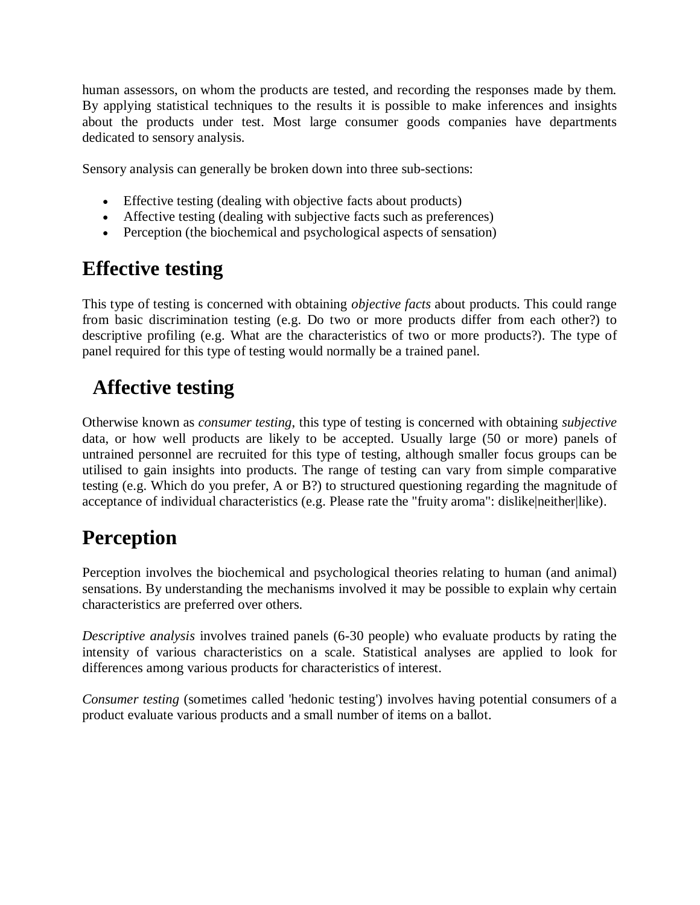human assessors, on whom the products are tested, and recording the responses made by them. By applying statistical techniques to the results it is possible to make inferences and insights about the products under test. Most large consumer goods companies have departments dedicated to sensory analysis.

Sensory analysis can generally be broken down into three sub-sections:

- Effective testing (dealing with objective facts about products)
- Affective testing (dealing with subjective facts such as preferences)
- Perception (the biochemical and psychological aspects of sensation)

## Effective testing

This type of testing is concerned with obtaining *objective facts* about products. This could range from basic discrimination testing (e.g. Do two or more products differ from each other?) to descriptive profiling (e.g. What are the characteristics of two or more products?). The type of panel required for this type of testing would normally be a trained panel.

## Affective testing

Otherwise known as *consumer testing*, this type of testing is concerned with obtaining *subjective* data, or how well products are likely to be accepted. Usually large (50 or more) panels of untrained personnel are recruited for this type of testing, although smaller focus groups can be utilised to gain insights into products. The range of testing can vary from simple comparative testing (e.g. Which do you prefer, A or B?) to structured questioning regarding the magnitude of acceptance of individual characteristics (e.g. Please rate the "fruity aroma": dislike|neither|like).

## Perception

Perception involves the biochemical and psychological theories relating to human (and animal) sensations. By understanding the mechanisms involved it may be possible to explain why certain characteristics are preferred over others.

*Descriptive analysis* involves trained panels (6-30 people) who evaluate products by rating the intensity of various characteristics on a scale. Statistical analyses are applied to look for differences among various products for characteristics of interest.

*Consumer testing* (sometimes called 'hedonic testing') involves having potential consumers of a product evaluate various products and a small number of items on a ballot.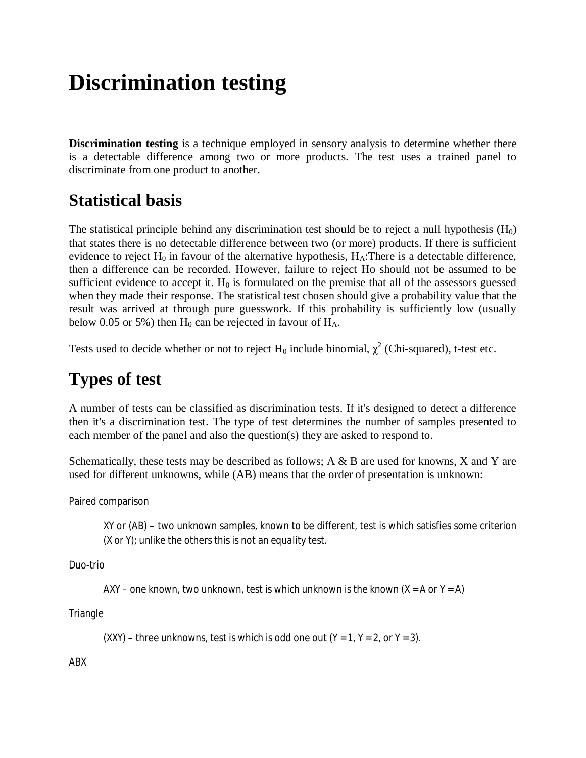# Discrimination testing

**Discrimination testing** is a technique employed in sensory analysis to determine whether there is a detectable difference among two or more products. The test uses a trained panel to discriminate from one product to another.

## Statistical basis

The statistical principle behind any discrimination test should be to reject a null hypothesis ($H_0$) that states there is no detectable difference between two (or more) products. If there is sufficient evidence to reject $H_0$ in favour of the alternative hypothesis, $H_A$:There is a detectable difference, then a difference can be recorded. However, failure to reject Ho should not be assumed to be sufficient evidence to accept it. $H_0$ is formulated on the premise that all of the assessors guessed when they made their response. The statistical test chosen should give a probability value that the result was arrived at through pure guesswork. If this probability is sufficiently low (usually below 0.05 or 5%) then $H_0$ can be rejected in favour of $H_A$.

Tests used to decide whether or not to reject $H_0$ include binomial, $\chi^2$ (Chi-squared), t-test etc.

## Types of test

A number of tests can be classified as discrimination tests. If it's designed to detect a difference then it's a discrimination test. The type of test determines the number of samples presented to each member of the panel and also the question(s) they are asked to respond to.

Schematically, these tests may be described as follows; A & B are used for knowns, X and Y are used for different unknowns, while (AB) means that the order of presentation is unknown:

Paired comparison

> XY or (AB) – two unknown samples, known to be different, test is which satisfies some criterion (X or Y); unlike the others this is not an equality test.

Duo-trio

> AXY – one known, two unknown, test is which unknown is the known (X = A or Y = A)

Triangle

> (XXY) – three unknowns, test is which is odd one out (Y = 1, Y = 2, or Y = 3).

ABX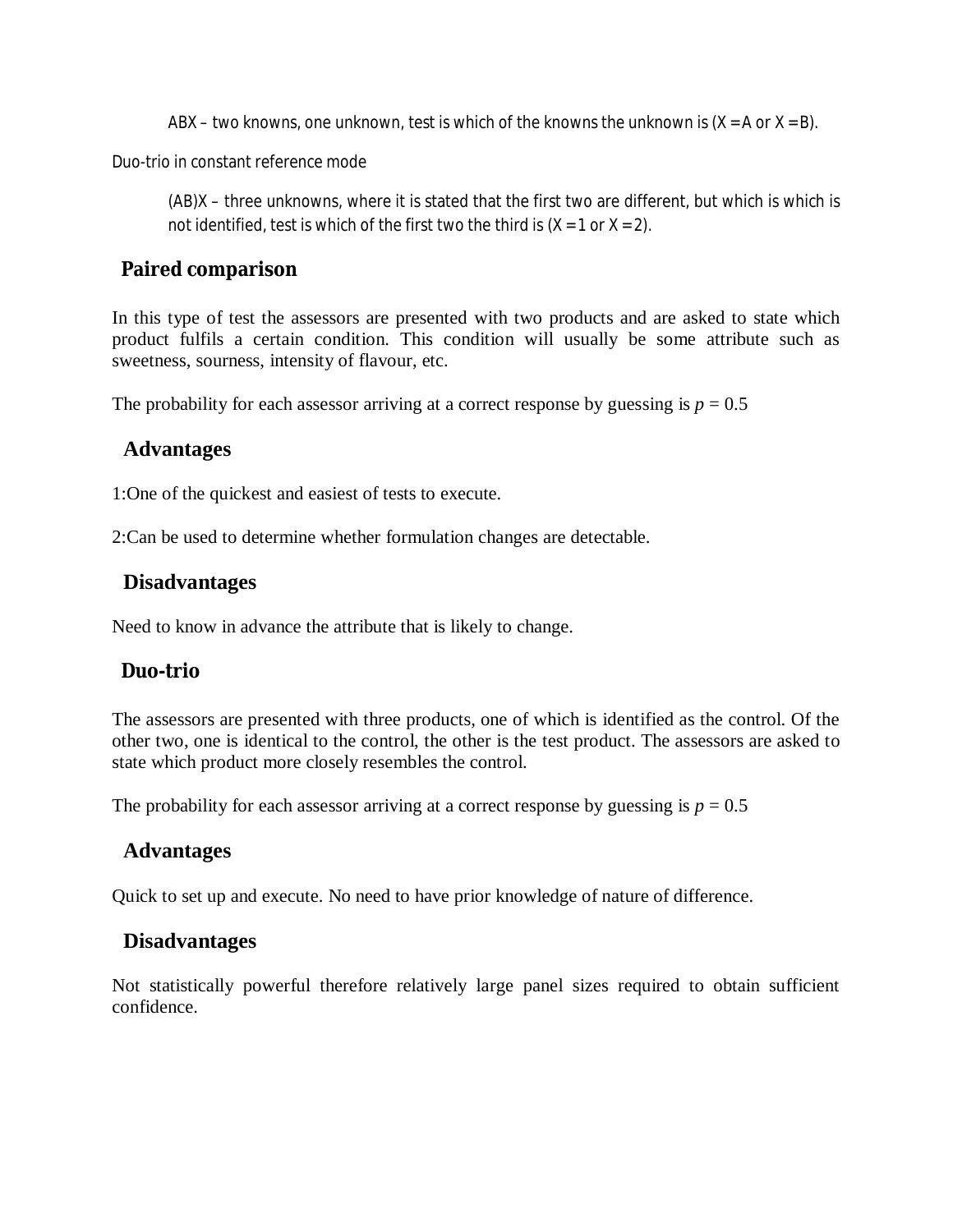ABX – two knowns, one unknown, test is which of the knowns the unknown is (X = A or X = B).

Duo-trio in constant reference mode

(AB)X – three unknowns, where it is stated that the first two are different, but which is which is not identified, test is which of the first two the third is (X = 1 or X = 2).

## Paired comparison

In this type of test the assessors are presented with two products and are asked to state which product fulfils a certain condition. This condition will usually be some attribute such as sweetness, sourness, intensity of flavour, etc.

The probability for each assessor arriving at a correct response by guessing is $p = 0.5$

### Advantages

1:One of the quickest and easiest of tests to execute.

2:Can be used to determine whether formulation changes are detectable.

### Disadvantages

Need to know in advance the attribute that is likely to change.

## Duo-trio

The assessors are presented with three products, one of which is identified as the control. Of the other two, one is identical to the control, the other is the test product. The assessors are asked to state which product more closely resembles the control.

The probability for each assessor arriving at a correct response by guessing is $p = 0.5$

### Advantages

Quick to set up and execute. No need to have prior knowledge of nature of difference.

### Disadvantages

Not statistically powerful therefore relatively large panel sizes required to obtain sufficient confidence.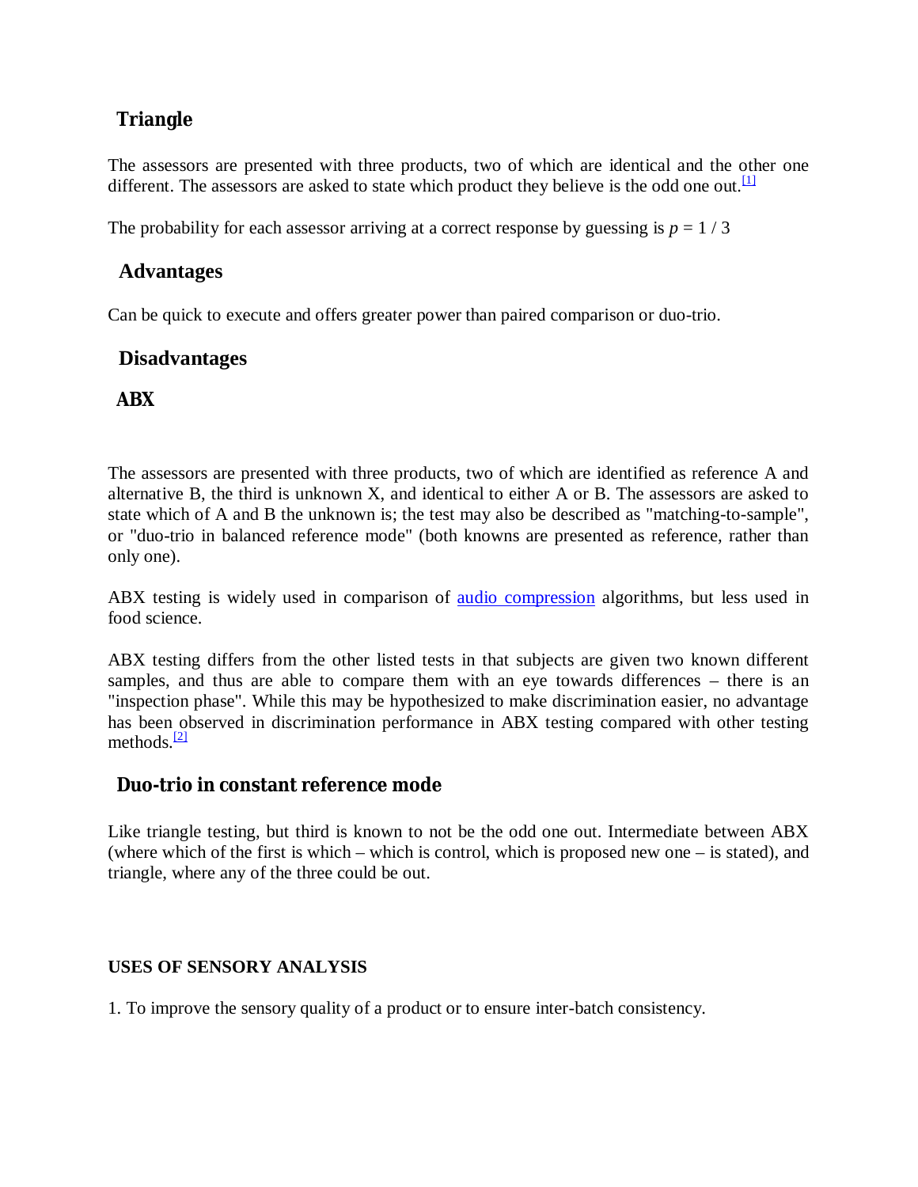### Triangle

The assessors are presented with three products, two of which are identical and the other one different. The assessors are asked to state which product they believe is the odd one out.[1]

The probability for each assessor arriving at a correct response by guessing is $p = 1 / 3$

### Advantages

Can be quick to execute and offers greater power than paired comparison or duo-trio.

### Disadvantages

### ABX

The assessors are presented with three products, two of which are identified as reference A and alternative B, the third is unknown X, and identical to either A or B. The assessors are asked to state which of A and B the unknown is; the test may also be described as "matching-to-sample", or "duo-trio in balanced reference mode" (both knowns are presented as reference, rather than only one).

ABX testing is widely used in comparison of audio compression algorithms, but less used in food science.

ABX testing differs from the other listed tests in that subjects are given two known different samples, and thus are able to compare them with an eye towards differences – there is an "inspection phase". While this may be hypothesized to make discrimination easier, no advantage has been observed in discrimination performance in ABX testing compared with other testing methods.[2]

### Duo-trio in constant reference mode

Like triangle testing, but third is known to not be the odd one out. Intermediate between ABX (where which of the first is which – which is control, which is proposed new one – is stated), and triangle, where any of the three could be out.

**USES OF SENSORY ANALYSIS**

1. To improve the sensory quality of a product or to ensure inter-batch consistency.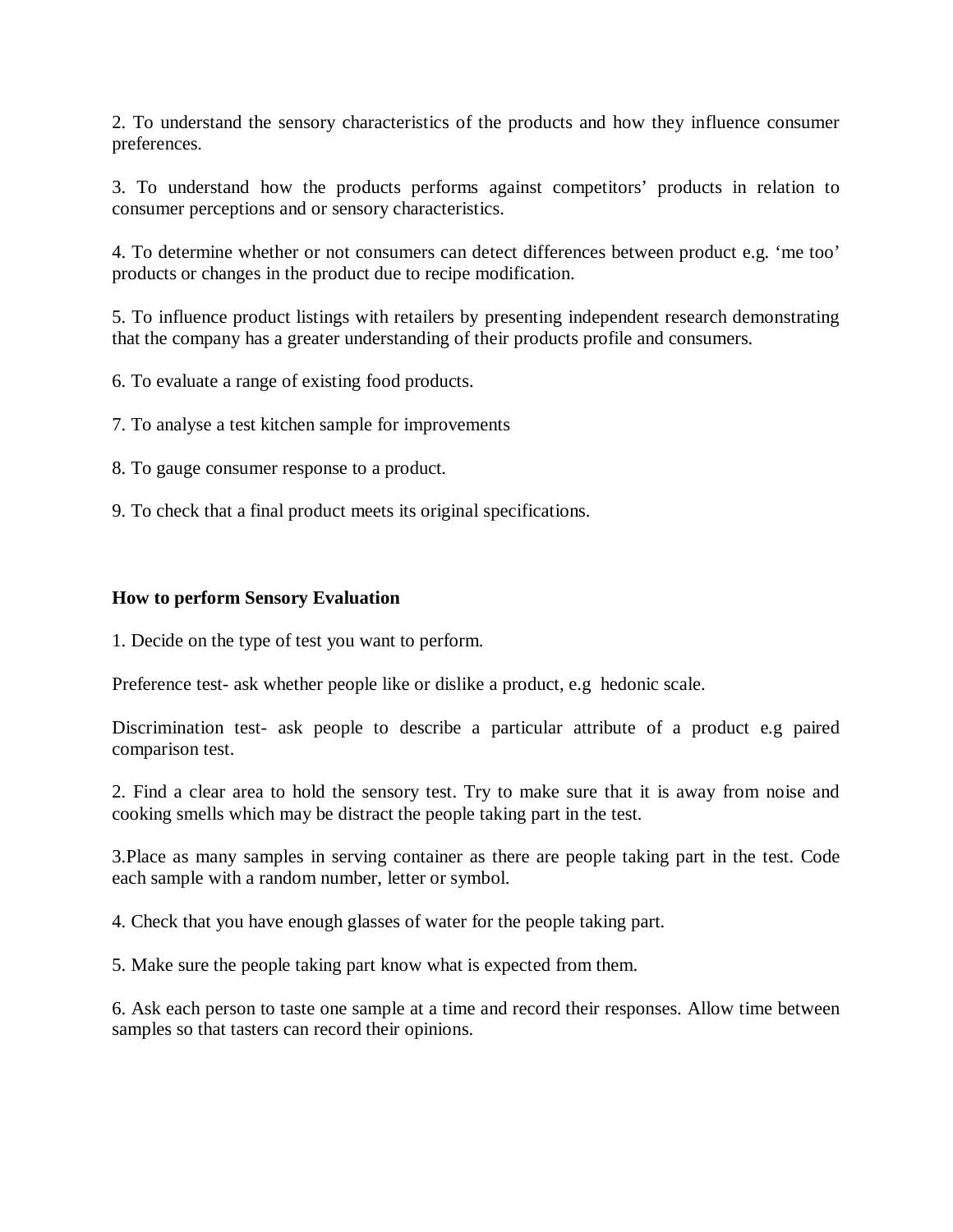2. To understand the sensory characteristics of the products and how they influence consumer preferences.

3. To understand how the products performs against competitors' products in relation to consumer perceptions and or sensory characteristics.

4. To determine whether or not consumers can detect differences between product e.g. 'me too' products or changes in the product due to recipe modification.

5. To influence product listings with retailers by presenting independent research demonstrating that the company has a greater understanding of their products profile and consumers.

6. To evaluate a range of existing food products.

7. To analyse a test kitchen sample for improvements

8. To gauge consumer response to a product.

9. To check that a final product meets its original specifications.

**How to perform Sensory Evaluation**

1. Decide on the type of test you want to perform.

Preference test- ask whether people like or dislike a product, e.g hedonic scale.

Discrimination test- ask people to describe a particular attribute of a product e.g paired comparison test.

2. Find a clear area to hold the sensory test. Try to make sure that it is away from noise and cooking smells which may be distract the people taking part in the test.

3.Place as many samples in serving container as there are people taking part in the test. Code each sample with a random number, letter or symbol.

4. Check that you have enough glasses of water for the people taking part.

5. Make sure the people taking part know what is expected from them.

6. Ask each person to taste one sample at a time and record their responses. Allow time between samples so that tasters can record their opinions.